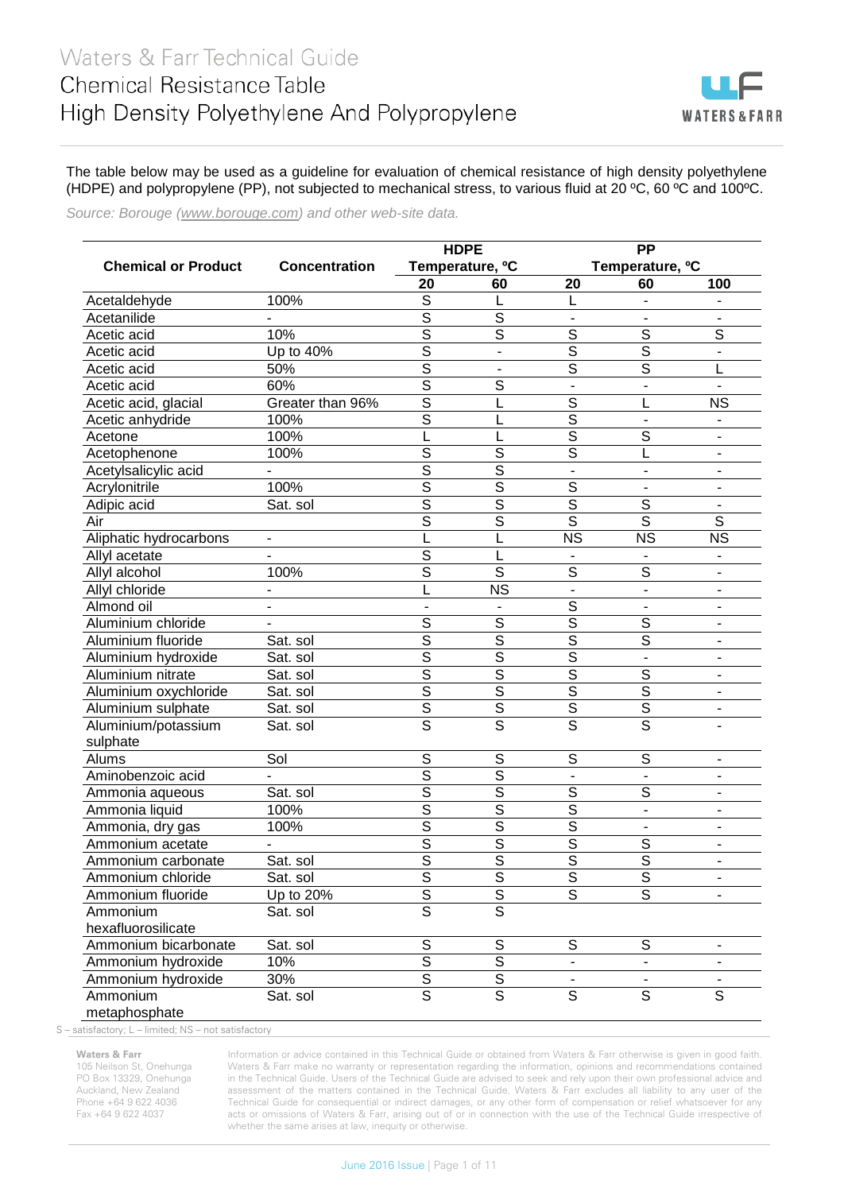# Waters & Farr Technical Guide
## Chemical Resistance Table
## High Density Polyethylene And Polypropylene

The table below may be used as a guideline for evaluation of chemical resistance of high density polyethylene (HDPE) and polypropylene (PP), not subjected to mechanical stress, to various fluid at 20 ºC, 60 ºC and 100ºC.

*Source: Borouge (www.borouge.com) and other web-site data.*

| Chemical or Product | Concentration | HDPE Temperature, °C | | PP Temperature, °C | | |
|---|---|---|---|---|---|---|
| | | 20 | 60 | 20 | 60 | 100 |
| Acetaldehyde | 100% | S | L | L | - | - |
| Acetanilide | - | S | S | - | - | - |
| Acetic acid | 10% | S | S | S | S | S |
| Acetic acid | Up to 40% | S | - | S | S | - |
| Acetic acid | 50% | S | - | S | S | L |
| Acetic acid | 60% | S | S | - | - | - |
| Acetic acid, glacial | Greater than 96% | S | L | S | L | NS |
| Acetic anhydride | 100% | S | L | S | - | - |
| Acetone | 100% | L | L | S | S | - |
| Acetophenone | 100% | S | S | S | L | - |
| Acetylsalicylic acid | - | S | S | - | - | - |
| Acrylonitrile | 100% | S | S | S | - | - |
| Adipic acid | Sat. sol | S | S | S | S | - |
| Air | | S | S | S | S | S |
| Aliphatic hydrocarbons | - | L | L | NS | NS | NS |
| Allyl acetate | - | S | L | - | - | - |
| Allyl alcohol | 100% | S | S | S | S | - |
| Allyl chloride | - | L | NS | - | - | - |
| Almond oil | - | - | - | S | - | - |
| Aluminium chloride | - | S | S | S | S | - |
| Aluminium fluoride | Sat. sol | S | S | S | S | - |
| Aluminium hydroxide | Sat. sol | S | S | S | - | - |
| Aluminium nitrate | Sat. sol | S | S | S | S | - |
| Aluminium oxychloride | Sat. sol | S | S | S | S | - |
| Aluminium sulphate | Sat. sol | S | S | S | S | - |
| Aluminium/potassium sulphate | Sat. sol | S | S | S | S | - |
| Alums | Sol | S | S | S | S | - |
| Aminobenzoic acid | - | S | S | - | - | - |
| Ammonia aqueous | Sat. sol | S | S | S | S | - |
| Ammonia liquid | 100% | S | S | S | - | - |
| Ammonia, dry gas | 100% | S | S | S | - | - |
| Ammonium acetate | - | S | S | S | S | - |
| Ammonium carbonate | Sat. sol | S | S | S | S | - |
| Ammonium chloride | Sat. sol | S | S | S | S | - |
| Ammonium fluoride | Up to 20% | S | S | S | S | - |
| Ammonium hexafluorosilicate | Sat. sol | S | S | | | |
| Ammonium bicarbonate | Sat. sol | S | S | S | S | - |
| Ammonium hydroxide | 10% | S | S | - | - | - |
| Ammonium hydroxide | 30% | S | S | - | - | - |
| Ammonium metaphosphate | Sat. sol | S | S | S | S | S |

S – satisfactory; L – limited; NS – not satisfactory

**Waters & Farr**
105 Neilson St, Onehunga
PO Box 13329, Onehunga
Auckland, New Zealand
Phone +64 9 622 4036
Fax +64 9 622 4037

Information or advice contained in this Technical Guide or obtained from Waters & Farr otherwise is given in good faith. Waters & Farr make no warranty or representation regarding the information, opinions and recommendations contained in the Technical Guide. Users of the Technical Guide are advised to seek and rely upon their own professional advice and assessment of the matters contained in the Technical Guide. Waters & Farr excludes all liability to any user of the Technical Guide for consequential or indirect damages, or any other form of compensation or relief whatsoever for any acts or omissions of Waters & Farr, arising out of or in connection with the use of the Technical Guide irrespective of whether the same arises at law, inequity or otherwise.

June 2016 Issue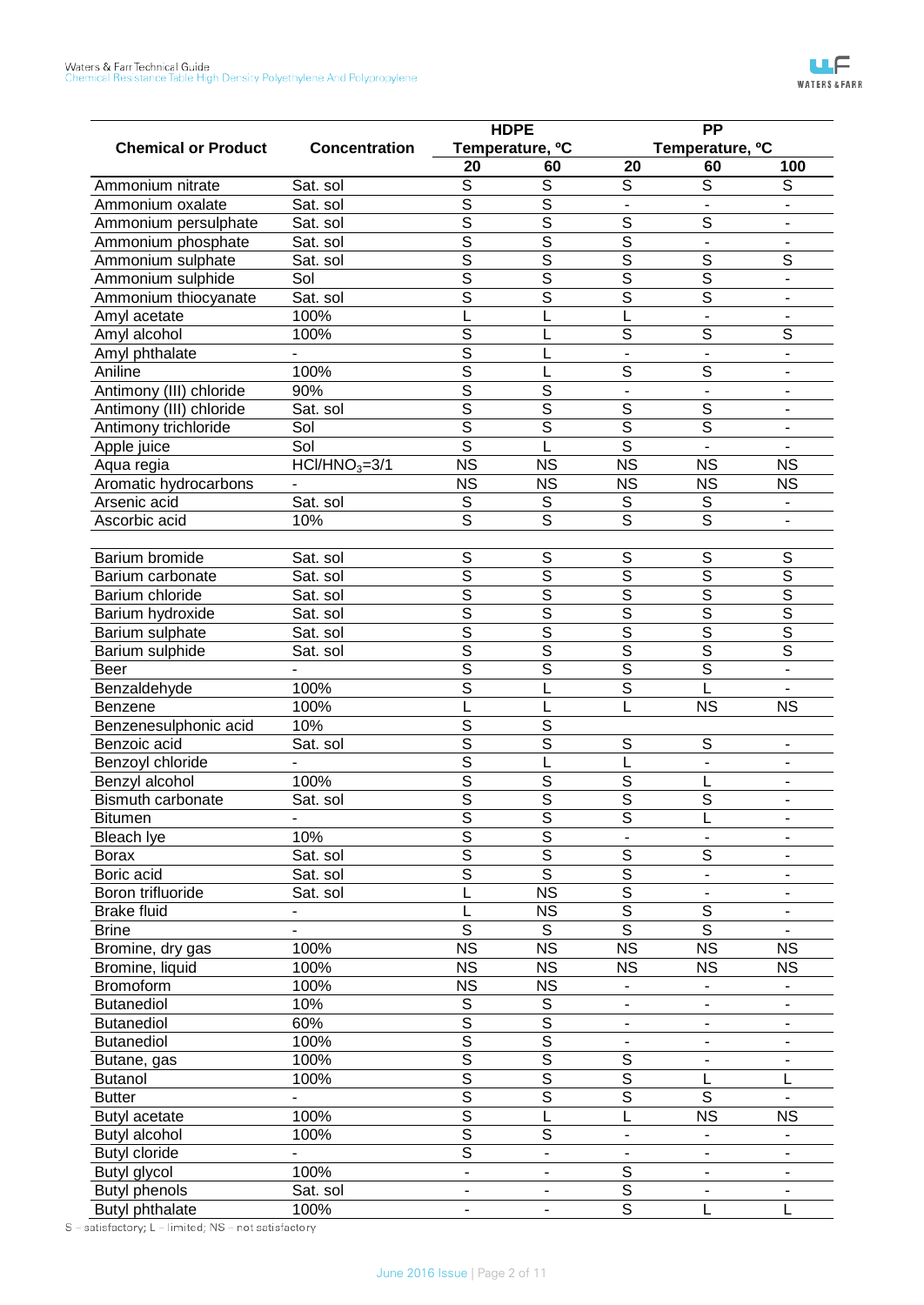| Chemical or Product | Concentration | HDPE Temperature, ºC | | PP Temperature, ºC | | |
|---|---|---|---|---|---|---|
| | | 20 | 60 | 20 | 60 | 100 |
| Ammonium nitrate | Sat. sol | S | S | S | S | S |
| Ammonium oxalate | Sat. sol | S | S | - | - | - |
| Ammonium persulphate | Sat. sol | S | S | S | S | - |
| Ammonium phosphate | Sat. sol | S | S | S | - | - |
| Ammonium sulphate | Sat. sol | S | S | S | S | S |
| Ammonium sulphide | Sol | S | S | S | S | - |
| Ammonium thiocyanate | Sat. sol | S | S | S | S | - |
| Amyl acetate | 100% | L | L | L | - | - |
| Amyl alcohol | 100% | S | L | S | S | S |
| Amyl phthalate | - | S | L | - | - | - |
| Aniline | 100% | S | L | S | S | - |
| Antimony (III) chloride | 90% | S | S | - | - | - |
| Antimony (III) chloride | Sat. sol | S | S | S | S | - |
| Antimony trichloride | Sol | S | S | S | S | - |
| Apple juice | Sol | S | L | S | - | - |
| Aqua regia | $HCl/HNO_3$=3/1 | NS | NS | NS | NS | NS |
| Aromatic hydrocarbons | - | NS | NS | NS | NS | NS |
| Arsenic acid | Sat. sol | S | S | S | S | - |
| Ascorbic acid | 10% | S | S | S | S | - |
| | | | | | | |
| Barium bromide | Sat. sol | S | S | S | S | S |
| Barium carbonate | Sat. sol | S | S | S | S | S |
| Barium chloride | Sat. sol | S | S | S | S | S |
| Barium hydroxide | Sat. sol | S | S | S | S | S |
| Barium sulphate | Sat. sol | S | S | S | S | S |
| Barium sulphide | Sat. sol | S | S | S | S | S |
| Beer | - | S | S | S | S | - |
| Benzaldehyde | 100% | S | L | S | L | - |
| Benzene | 100% | L | L | L | NS | NS |
| Benzenesulphonic acid | 10% | S | S | | | |
| Benzoic acid | Sat. sol | S | S | S | S | - |
| Benzoyl chloride | - | S | L | L | - | - |
| Benzyl alcohol | 100% | S | S | S | L | - |
| Bismuth carbonate | Sat. sol | S | S | S | S | - |
| Bitumen | - | S | S | S | L | - |
| Bleach lye | 10% | S | S | - | - | - |
| Borax | Sat. sol | S | S | S | S | - |
| Boric acid | Sat. sol | S | S | S | - | - |
| Boron trifluoride | Sat. sol | L | NS | S | - | - |
| Brake fluid | - | L | NS | S | S | - |
| Brine | - | S | S | S | S | - |
| Bromine, dry gas | 100% | NS | NS | NS | NS | NS |
| Bromine, liquid | 100% | NS | NS | NS | NS | NS |
| Bromoform | 100% | NS | NS | - | - | - |
| Butanediol | 10% | S | S | - | - | - |
| Butanediol | 60% | S | S | - | - | - |
| Butanediol | 100% | S | S | - | - | - |
| Butane, gas | 100% | S | S | S | - | - |
| Butanol | 100% | S | S | S | L | L |
| Butter | - | S | S | S | S | - |
| Butyl acetate | 100% | S | L | L | NS | NS |
| Butyl alcohol | 100% | S | S | - | - | - |
| Butyl cloride | - | S | - | - | - | - |
| Butyl glycol | 100% | - | - | S | - | - |
| Butyl phenols | Sat. sol | - | - | S | - | - |
| Butyl phthalate | 100% | - | - | S | L | L |

S – satisfactory; L – limited; NS – not satisfactory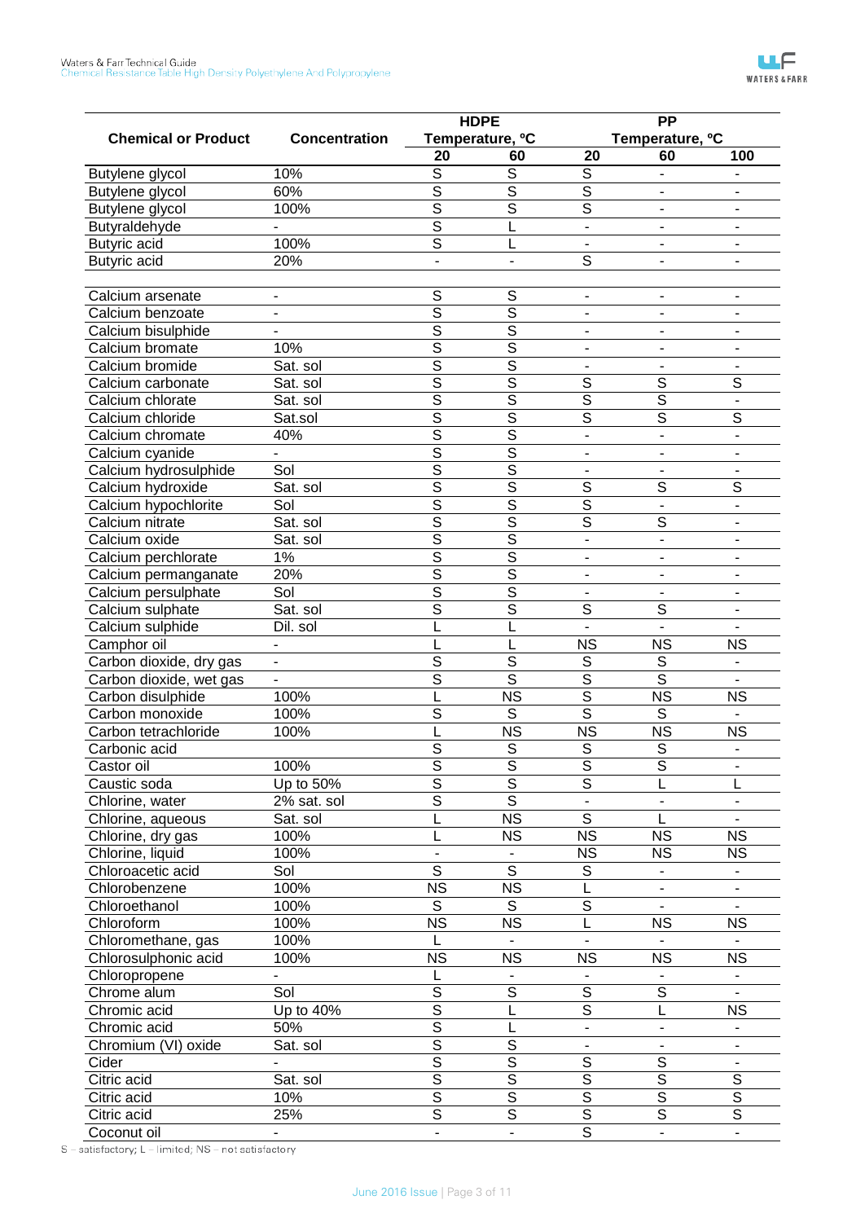| Chemical or Product | Concentration | HDPE Temperature, ºC | | PP Temperature, ºC | | |
|---|---|---|---|---|---|---|
| | | 20 | 60 | 20 | 60 | 100 |
| Butylene glycol | 10% | S | S | S | - | - |
| Butylene glycol | 60% | S | S | S | - | - |
| Butylene glycol | 100% | S | S | S | - | - |
| Butyraldehyde | - | S | L | - | - | - |
| Butyric acid | 100% | S | L | - | - | - |
| Butyric acid | 20% | - | - | S | - | - |
| | | | | | | |
| Calcium arsenate | - | S | S | - | - | - |
| Calcium benzoate | - | S | S | - | - | - |
| Calcium bisulphide | - | S | S | - | - | - |
| Calcium bromate | 10% | S | S | - | - | - |
| Calcium bromide | Sat. sol | S | S | - | - | - |
| Calcium carbonate | Sat. sol | S | S | S | S | S |
| Calcium chlorate | Sat. sol | S | S | S | S | - |
| Calcium chloride | Sat.sol | S | S | S | S | S |
| Calcium chromate | 40% | S | S | - | - | - |
| Calcium cyanide | - | S | S | - | - | - |
| Calcium hydrosulphide | Sol | S | S | - | - | - |
| Calcium hydroxide | Sat. sol | S | S | S | S | S |
| Calcium hypochlorite | Sol | S | S | S | - | - |
| Calcium nitrate | Sat. sol | S | S | S | S | - |
| Calcium oxide | Sat. sol | S | S | - | - | - |
| Calcium perchlorate | 1% | S | S | - | - | - |
| Calcium permanganate | 20% | S | S | - | - | - |
| Calcium persulphate | Sol | S | S | - | - | - |
| Calcium sulphate | Sat. sol | S | S | S | S | - |
| Calcium sulphide | Dil. sol | L | L | - | - | - |
| Camphor oil | - | L | L | NS | NS | NS |
| Carbon dioxide, dry gas | - | S | S | S | S | - |
| Carbon dioxide, wet gas | - | S | S | S | S | - |
| Carbon disulphide | 100% | L | NS | S | NS | NS |
| Carbon monoxide | 100% | S | S | S | S | - |
| Carbon tetrachloride | 100% | L | NS | NS | NS | NS |
| Carbonic acid | | S | S | S | S | - |
| Castor oil | 100% | S | S | S | S | - |
| Caustic soda | Up to 50% | S | S | S | L | L |
| Chlorine, water | 2% sat. sol | S | S | - | - | - |
| Chlorine, aqueous | Sat. sol | L | NS | S | L | - |
| Chlorine, dry gas | 100% | L | NS | NS | NS | NS |
| Chlorine, liquid | 100% | - | - | NS | NS | NS |
| Chloroacetic acid | Sol | S | S | S | - | - |
| Chlorobenzene | 100% | NS | NS | L | - | - |
| Chloroethanol | 100% | S | S | S | - | - |
| Chloroform | 100% | NS | NS | L | NS | NS |
| Chloromethane, gas | 100% | L | - | - | - | - |
| Chlorosulphonic acid | 100% | NS | NS | NS | NS | NS |
| Chloropropene | - | L | - | - | - | - |
| Chrome alum | Sol | S | S | S | S | - |
| Chromic acid | Up to 40% | S | L | S | L | NS |
| Chromic acid | 50% | S | L | - | - | - |
| Chromium (VI) oxide | Sat. sol | S | S | - | - | - |
| Cider | - | S | S | S | S | - |
| Citric acid | Sat. sol | S | S | S | S | S |
| Citric acid | 10% | S | S | S | S | S |
| Citric acid | 25% | S | S | S | S | S |
| Coconut oil | - | - | - | S | - | - |

S – satisfactory; L – limited; NS – not satisfactory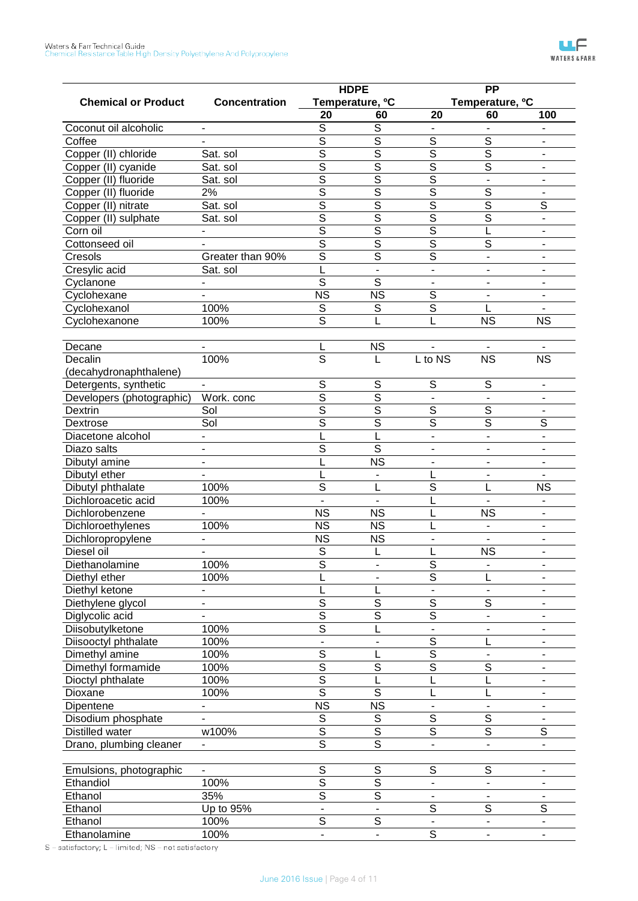| Chemical or Product | Concentration | HDPE Temperature, ºC | | PP Temperature, ºC | | |
|---|---|---|---|---|---|---|
| | | 20 | 60 | 20 | 60 | 100 |
| Coconut oil alcoholic | - | S | S | - | - | - |
| Coffee | - | S | S | S | S | - |
| Copper (II) chloride | Sat. sol | S | S | S | S | - |
| Copper (II) cyanide | Sat. sol | S | S | S | S | - |
| Copper (II) fluoride | Sat. sol | S | S | S | - | - |
| Copper (II) fluoride | 2% | S | S | S | S | - |
| Copper (II) nitrate | Sat. sol | S | S | S | S | S |
| Copper (II) sulphate | Sat. sol | S | S | S | S | - |
| Corn oil | - | S | S | S | L | - |
| Cottonseed oil | - | S | S | S | S | - |
| Cresols | Greater than 90% | S | S | S | - | - |
| Cresylic acid | Sat. sol | L | - | - | - | - |
| Cyclanone | - | S | S | - | - | - |
| Cyclohexane | - | NS | NS | S | - | - |
| Cyclohexanol | 100% | S | S | S | L | - |
| Cyclohexanone | 100% | S | L | L | NS | NS |
| | | | | | | |
| Decane | - | L | NS | - | - | - |
| Decalin (decahydronaphthalene) | 100% | S | L | L to NS | NS | NS |
| Detergents, synthetic | - | S | S | S | S | - |
| Developers (photographic) | Work. conc | S | S | - | - | - |
| Dextrin | Sol | S | S | S | S | - |
| Dextrose | Sol | S | S | S | S | S |
| Diacetone alcohol | - | L | L | - | - | - |
| Diazo salts | - | S | S | - | - | - |
| Dibutyl amine | - | L | NS | - | - | - |
| Dibutyl ether | - | L | - | L | - | - |
| Dibutyl phthalate | 100% | S | L | S | L | NS |
| Dichloroacetic acid | 100% | - | - | L | - | - |
| Dichlorobenzene | - | NS | NS | L | NS | - |
| Dichloroethylenes | 100% | NS | NS | L | - | - |
| Dichloropropylene | - | NS | NS | - | - | - |
| Diesel oil | - | S | L | L | NS | - |
| Diethanolamine | 100% | S | - | S | - | - |
| Diethyl ether | 100% | L | - | S | L | - |
| Diethyl ketone | - | L | L | - | - | - |
| Diethylene glycol | - | S | S | S | S | - |
| Diglycolic acid | - | S | S | S | - | - |
| Diisobutylketone | 100% | S | L | - | - | - |
| Diisooctyl phthalate | 100% | - | - | S | L | - |
| Dimethyl amine | 100% | S | L | S | - | - |
| Dimethyl formamide | 100% | S | S | S | S | - |
| Dioctyl phthalate | 100% | S | L | L | L | - |
| Dioxane | 100% | S | S | L | L | - |
| Dipentene | - | NS | NS | - | - | - |
| Disodium phosphate | - | S | S | S | S | - |
| Distilled water | w100% | S | S | S | S | S |
| Drano, plumbing cleaner | - | S | S | - | - | - |
| | | | | | | |
| Emulsions, photographic | - | S | S | S | S | - |
| Ethandiol | 100% | S | S | - | - | - |
| Ethanol | 35% | S | S | - | - | - |
| Ethanol | Up to 95% | - | - | S | S | S |
| Ethanol | 100% | S | S | - | - | - |
| Ethanolamine | 100% | - | - | S | - | - |

S – satisfactory; L – limited; NS – not satisfactory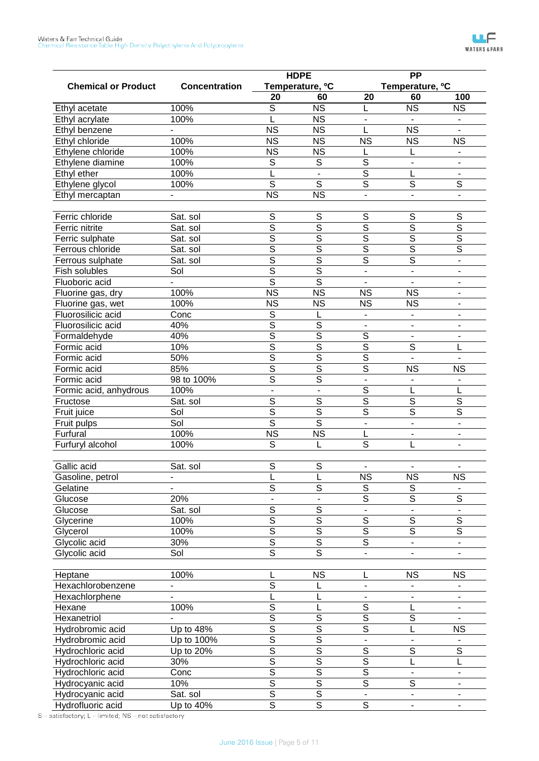| Chemical or Product | Concentration | HDPE Temperature, °C | | PP Temperature, °C | | |
|---|---|---|---|---|---|---|
| | | 20 | 60 | 20 | 60 | 100 |
| Ethyl acetate | 100% | S | NS | L | NS | NS |
| Ethyl acrylate | 100% | L | NS | - | - | - |
| Ethyl benzene | - | NS | NS | L | NS | - |
| Ethyl chloride | 100% | NS | NS | NS | NS | NS |
| Ethylene chloride | 100% | NS | NS | L | L | - |
| Ethylene diamine | 100% | S | S | S | - | - |
| Ethyl ether | 100% | L | - | S | L | - |
| Ethylene glycol | 100% | S | S | S | S | S |
| Ethyl mercaptan | - | NS | NS | - | - | - |
| | | | | | | |
| Ferric chloride | Sat. sol | S | S | S | S | S |
| Ferric nitrite | Sat. sol | S | S | S | S | S |
| Ferric sulphate | Sat. sol | S | S | S | S | S |
| Ferrous chloride | Sat. sol | S | S | S | S | S |
| Ferrous sulphate | Sat. sol | S | S | S | S | - |
| Fish solubles | Sol | S | S | - | - | - |
| Fluoboric acid | - | S | S | - | - | - |
| Fluorine gas, dry | 100% | NS | NS | NS | NS | - |
| Fluorine gas, wet | 100% | NS | NS | NS | NS | - |
| Fluorosilicic acid | Conc | S | L | - | - | - |
| Fluorosilicic acid | 40% | S | S | - | - | - |
| Formaldehyde | 40% | S | S | S | - | - |
| Formic acid | 10% | S | S | S | S | L |
| Formic acid | 50% | S | S | S | - | - |
| Formic acid | 85% | S | S | S | NS | NS |
| Formic acid | 98 to 100% | S | S | - | - | - |
| Formic acid, anhydrous | 100% | - | - | S | L | L |
| Fructose | Sat. sol | S | S | S | S | S |
| Fruit juice | Sol | S | S | S | S | S |
| Fruit pulps | Sol | S | S | - | - | - |
| Furfural | 100% | NS | NS | L | - | - |
| Furfuryl alcohol | 100% | S | L | S | L | - |
| | | | | | | |
| Gallic acid | Sat. sol | S | S | - | - | - |
| Gasoline, petrol | - | L | L | NS | NS | NS |
| Gelatine | - | S | S | S | S | - |
| Glucose | 20% | - | - | S | S | S |
| Glucose | Sat. sol | S | S | - | - | - |
| Glycerine | 100% | S | S | S | S | S |
| Glycerol | 100% | S | S | S | S | S |
| Glycolic acid | 30% | S | S | S | - | - |
| Glycolic acid | Sol | S | S | - | - | - |
| | | | | | | |
| Heptane | 100% | L | NS | L | NS | NS |
| Hexachlorobenzene | - | S | L | - | - | - |
| Hexachlorphene | - | L | L | - | - | - |
| Hexane | 100% | S | L | S | L | - |
| Hexanetriol | - | S | S | S | S | - |
| Hydrobromic acid | Up to 48% | S | S | S | L | NS |
| Hydrobromic acid | Up to 100% | S | S | - | - | - |
| Hydrochloric acid | Up to 20% | S | S | S | S | S |
| Hydrochloric acid | 30% | S | S | S | L | L |
| Hydrochloric acid | Conc | S | S | S | - | - |
| Hydrocyanic acid | 10% | S | S | S | S | - |
| Hydrocyanic acid | Sat. sol | S | S | - | - | - |
| Hydrofluoric acid | Up to 40% | S | S | S | - | - |

S – satisfactory; L – limited; NS – not satisfactory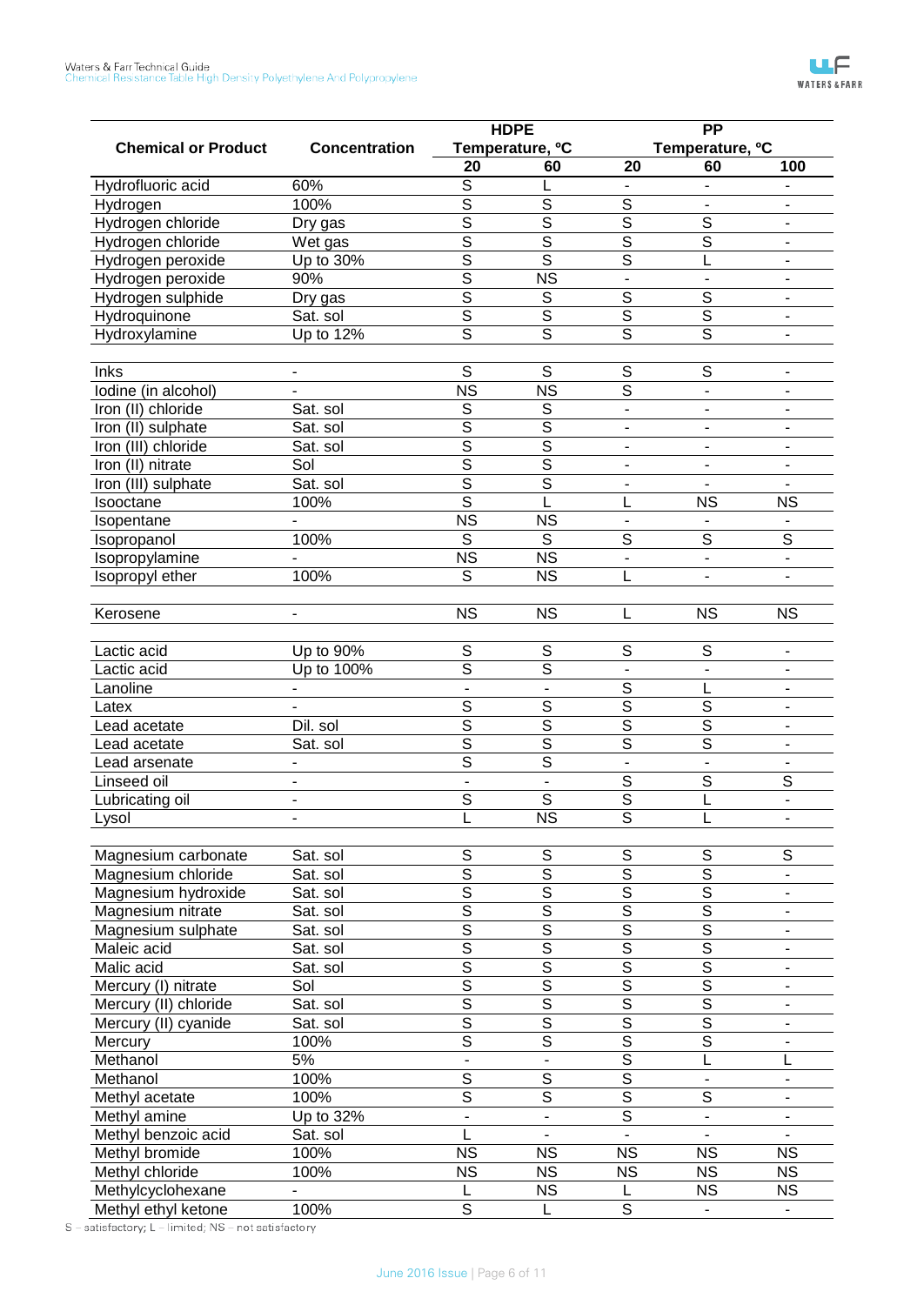| Chemical or Product | Concentration | HDPE Temperature, °C | | PP Temperature, °C | | |
|---|---|---|---|---|---|---|
| | | 20 | 60 | 20 | 60 | 100 |
| Hydrofluoric acid | 60% | S | L | - | - | - |
| Hydrogen | 100% | S | S | S | - | - |
| Hydrogen chloride | Dry gas | S | S | S | S | - |
| Hydrogen chloride | Wet gas | S | S | S | S | - |
| Hydrogen peroxide | Up to 30% | S | S | S | L | - |
| Hydrogen peroxide | 90% | S | NS | - | - | - |
| Hydrogen sulphide | Dry gas | S | S | S | S | - |
| Hydroquinone | Sat. sol | S | S | S | S | - |
| Hydroxylamine | Up to 12% | S | S | S | S | - |
| | | | | | | |
| Inks | - | S | S | S | S | - |
| Iodine (in alcohol) | - | NS | NS | S | - | - |
| Iron (II) chloride | Sat. sol | S | S | - | - | - |
| Iron (II) sulphate | Sat. sol | S | S | - | - | - |
| Iron (III) chloride | Sat. sol | S | S | - | - | - |
| Iron (II) nitrate | Sol | S | S | - | - | - |
| Iron (III) sulphate | Sat. sol | S | S | - | - | - |
| Isooctane | 100% | S | L | L | NS | NS |
| Isopentane | - | NS | NS | - | - | - |
| Isopropanol | 100% | S | S | S | S | S |
| Isopropylamine | - | NS | NS | - | - | - |
| Isopropyl ether | 100% | S | NS | L | - | - |
| | | | | | | |
| Kerosene | - | NS | NS | L | NS | NS |
| | | | | | | |
| Lactic acid | Up to 90% | S | S | S | S | - |
| Lactic acid | Up to 100% | S | S | - | - | - |
| Lanoline | - | - | - | S | L | - |
| Latex | - | S | S | S | S | - |
| Lead acetate | Dil. sol | S | S | S | S | - |
| Lead acetate | Sat. sol | S | S | S | S | - |
| Lead arsenate | - | S | S | - | - | - |
| Linseed oil | - | - | - | S | S | S |
| Lubricating oil | - | S | S | S | L | - |
| Lysol | - | L | NS | S | L | - |
| | | | | | | |
| Magnesium carbonate | Sat. sol | S | S | S | S | S |
| Magnesium chloride | Sat. sol | S | S | S | S | - |
| Magnesium hydroxide | Sat. sol | S | S | S | S | - |
| Magnesium nitrate | Sat. sol | S | S | S | S | - |
| Magnesium sulphate | Sat. sol | S | S | S | S | - |
| Maleic acid | Sat. sol | S | S | S | S | - |
| Malic acid | Sat. sol | S | S | S | S | - |
| Mercury (I) nitrate | Sol | S | S | S | S | - |
| Mercury (II) chloride | Sat. sol | S | S | S | S | - |
| Mercury (II) cyanide | Sat. sol | S | S | S | S | - |
| Mercury | 100% | S | S | S | S | - |
| Methanol | 5% | - | - | S | L | L |
| Methanol | 100% | S | S | S | - | - |
| Methyl acetate | 100% | S | S | S | S | - |
| Methyl amine | Up to 32% | - | - | S | - | - |
| Methyl benzoic acid | Sat. sol | L | - | - | - | - |
| Methyl bromide | 100% | NS | NS | NS | NS | NS |
| Methyl chloride | 100% | NS | NS | NS | NS | NS |
| Methylcyclohexane | - | L | NS | L | NS | NS |
| Methyl ethyl ketone | 100% | S | L | S | - | - |

S – satisfactory; L – limited; NS – not satisfactory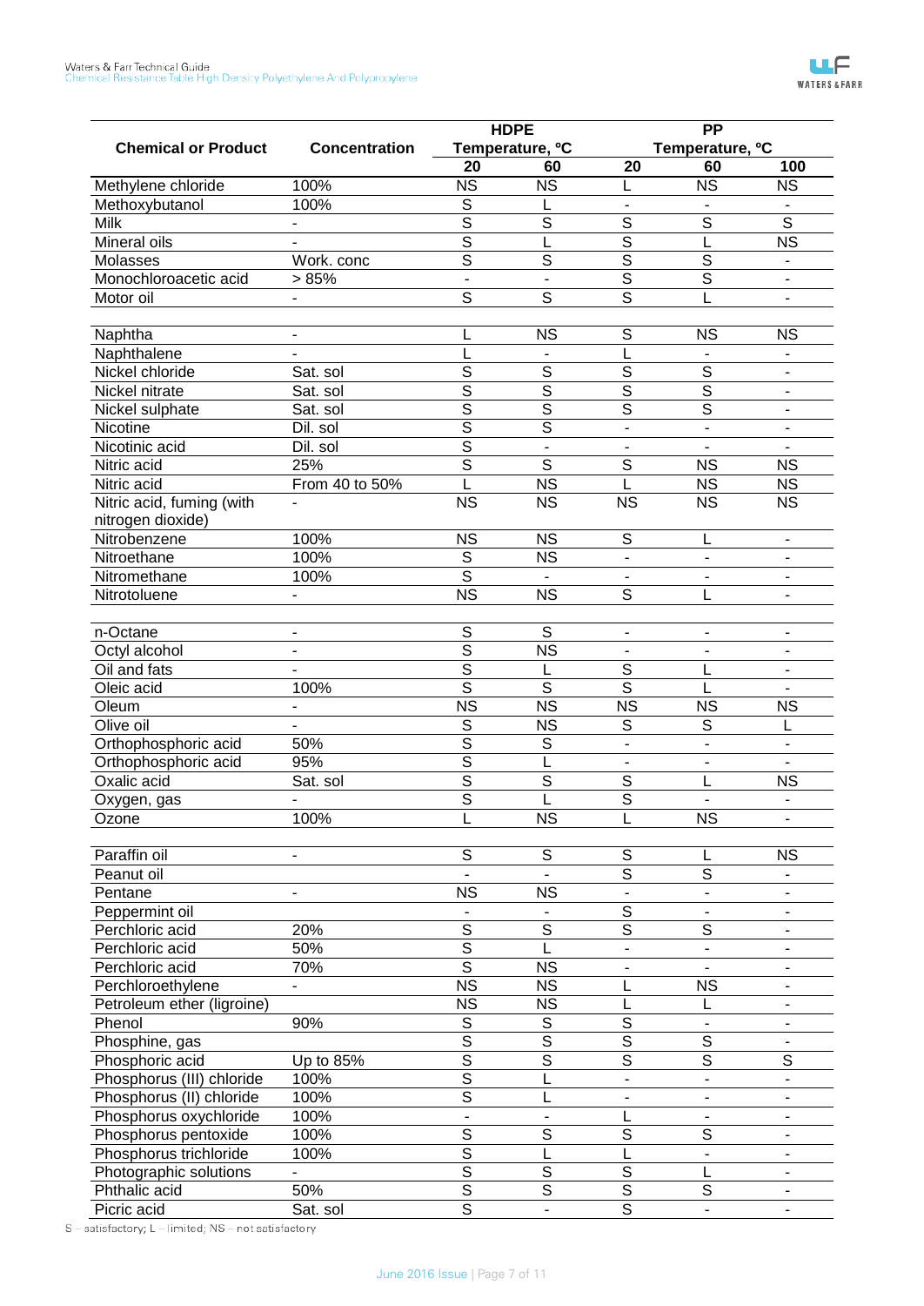| Chemical or Product | Concentration | HDPE Temperature, °C | | PP Temperature, °C | | |
|---|---|---|---|---|---|---|
| | | 20 | 60 | 20 | 60 | 100 |
| Methylene chloride | 100% | NS | NS | L | NS | NS |
| Methoxybutanol | 100% | S | L | - | - | - |
| Milk | - | S | S | S | S | S |
| Mineral oils | - | S | L | S | L | NS |
| Molasses | Work. conc | S | S | S | S | - |
| Monochloroacetic acid | > 85% | - | - | S | S | - |
| Motor oil | - | S | S | S | L | - |
| | | | | | | |
| Naphtha | - | L | NS | S | NS | NS |
| Naphthalene | - | L | - | L | - | - |
| Nickel chloride | Sat. sol | S | S | S | S | - |
| Nickel nitrate | Sat. sol | S | S | S | S | - |
| Nickel sulphate | Sat. sol | S | S | S | S | - |
| Nicotine | Dil. sol | S | S | - | - | - |
| Nicotinic acid | Dil. sol | S | - | - | - | - |
| Nitric acid | 25% | S | S | S | NS | NS |
| Nitric acid | From 40 to 50% | L | NS | L | NS | NS |
| Nitric acid, fuming (with nitrogen dioxide) | - | NS | NS | NS | NS | NS |
| Nitrobenzene | 100% | NS | NS | S | L | - |
| Nitroethane | 100% | S | NS | - | - | - |
| Nitromethane | 100% | S | - | - | - | - |
| Nitrotoluene | - | NS | NS | S | L | - |
| | | | | | | |
| n-Octane | - | S | S | - | - | - |
| Octyl alcohol | - | S | NS | - | - | - |
| Oil and fats | - | S | L | S | L | - |
| Oleic acid | 100% | S | S | S | L | - |
| Oleum | - | NS | NS | NS | NS | NS |
| Olive oil | - | S | NS | S | S | L |
| Orthophosphoric acid | 50% | S | S | - | - | - |
| Orthophosphoric acid | 95% | S | L | - | - | - |
| Oxalic acid | Sat. sol | S | S | S | L | NS |
| Oxygen, gas | - | S | L | S | - | - |
| Ozone | 100% | L | NS | L | NS | - |
| | | | | | | |
| Paraffin oil | - | S | S | S | L | NS |
| Peanut oil | | - | - | S | S | - |
| Pentane | - | NS | NS | - | - | - |
| Peppermint oil | | - | - | S | - | - |
| Perchloric acid | 20% | S | S | S | S | - |
| Perchloric acid | 50% | S | L | - | - | - |
| Perchloric acid | 70% | S | NS | - | - | - |
| Perchloroethylene | - | NS | NS | L | NS | - |
| Petroleum ether (ligroine) | | NS | NS | L | L | - |
| Phenol | 90% | S | S | S | - | - |
| Phosphine, gas | | S | S | S | S | - |
| Phosphoric acid | Up to 85% | S | S | S | S | S |
| Phosphorus (III) chloride | 100% | S | L | - | - | - |
| Phosphorus (II) chloride | 100% | S | L | - | - | - |
| Phosphorus oxychloride | 100% | - | - | L | - | - |
| Phosphorus pentoxide | 100% | S | S | S | S | - |
| Phosphorus trichloride | 100% | S | L | L | - | - |
| Photographic solutions | - | S | S | S | L | - |
| Phthalic acid | 50% | S | S | S | S | - |
| Picric acid | Sat. sol | S | - | S | - | - |

S – satisfactory; L – limited; NS – not satisfactory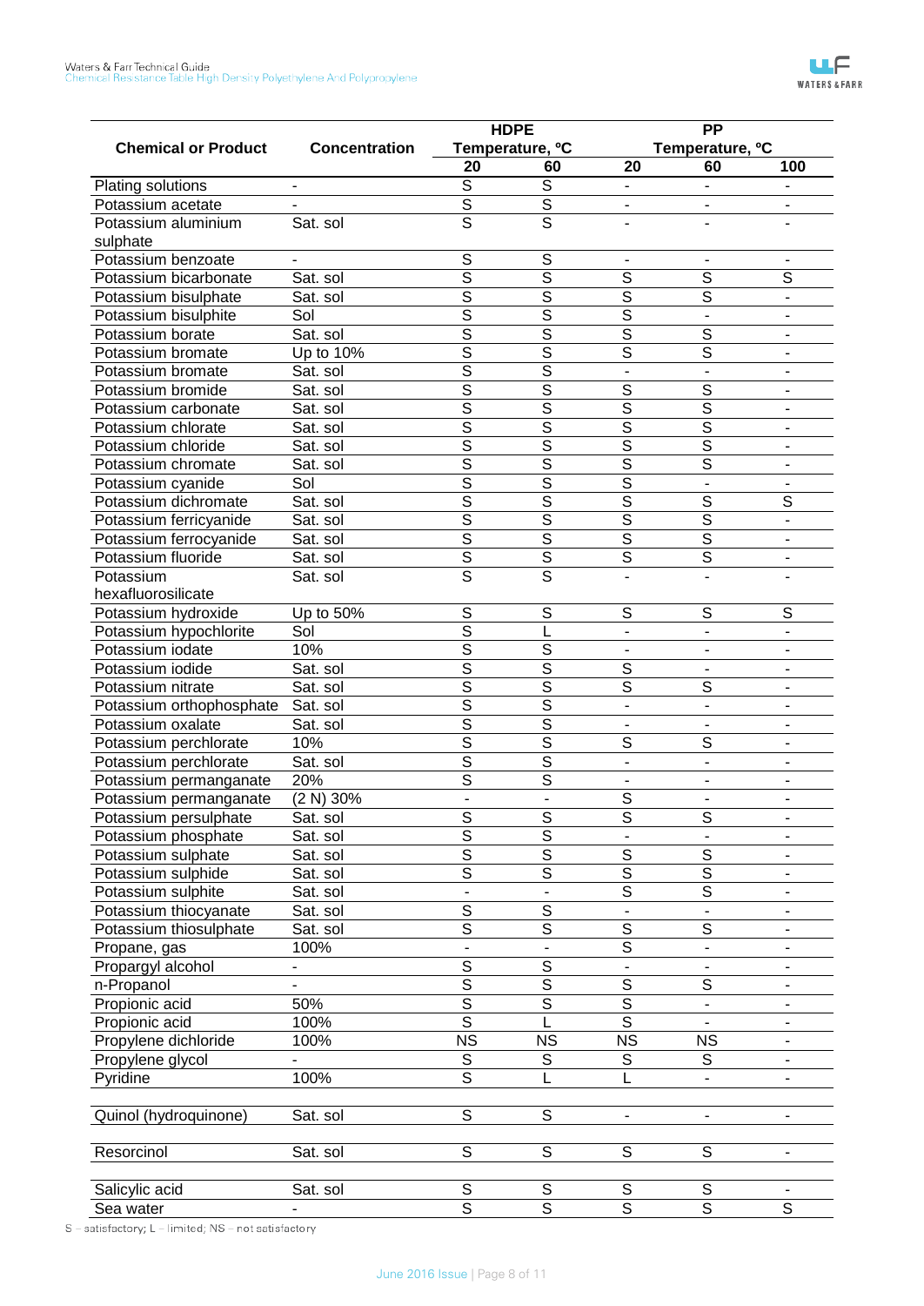| Chemical or Product | Concentration | HDPE Temperature, °C | | PP Temperature, °C | | |
|---|---|---|---|---|---|---|
| | | 20 | 60 | 20 | 60 | 100 |
| Plating solutions | - | S | S | - | - | - |
| Potassium acetate | - | S | S | - | - | - |
| Potassium aluminium sulphate | Sat. sol | S | S | - | - | - |
| Potassium benzoate | - | S | S | - | - | - |
| Potassium bicarbonate | Sat. sol | S | S | S | S | S |
| Potassium bisulphate | Sat. sol | S | S | S | S | - |
| Potassium bisulphite | Sol | S | S | S | - | - |
| Potassium borate | Sat. sol | S | S | S | S | - |
| Potassium bromate | Up to 10% | S | S | S | S | - |
| Potassium bromate | Sat. sol | S | S | - | - | - |
| Potassium bromide | Sat. sol | S | S | S | S | - |
| Potassium carbonate | Sat. sol | S | S | S | S | - |
| Potassium chlorate | Sat. sol | S | S | S | S | - |
| Potassium chloride | Sat. sol | S | S | S | S | - |
| Potassium chromate | Sat. sol | S | S | S | S | - |
| Potassium cyanide | Sol | S | S | S | - | - |
| Potassium dichromate | Sat. sol | S | S | S | S | S |
| Potassium ferricyanide | Sat. sol | S | S | S | S | - |
| Potassium ferrocyanide | Sat. sol | S | S | S | S | - |
| Potassium fluoride | Sat. sol | S | S | S | S | - |
| Potassium hexafluorosilicate | Sat. sol | S | S | - | - | - |
| Potassium hydroxide | Up to 50% | S | S | S | S | S |
| Potassium hypochlorite | Sol | S | L | - | - | - |
| Potassium iodate | 10% | S | S | - | - | - |
| Potassium iodide | Sat. sol | S | S | S | - | - |
| Potassium nitrate | Sat. sol | S | S | S | S | - |
| Potassium orthophosphate | Sat. sol | S | S | - | - | - |
| Potassium oxalate | Sat. sol | S | S | - | - | - |
| Potassium perchlorate | 10% | S | S | S | S | - |
| Potassium perchlorate | Sat. sol | S | S | - | - | - |
| Potassium permanganate | 20% | S | S | - | - | - |
| Potassium permanganate | (2 N) 30% | - | - | S | - | - |
| Potassium persulphate | Sat. sol | S | S | S | S | - |
| Potassium phosphate | Sat. sol | S | S | - | - | - |
| Potassium sulphate | Sat. sol | S | S | S | S | - |
| Potassium sulphide | Sat. sol | S | S | S | S | - |
| Potassium sulphite | Sat. sol | - | - | S | S | - |
| Potassium thiocyanate | Sat. sol | S | S | - | - | - |
| Potassium thiosulphate | Sat. sol | S | S | S | S | - |
| Propane, gas | 100% | - | - | S | - | - |
| Propargyl alcohol | - | S | S | - | - | - |
| n-Propanol | - | S | S | S | S | - |
| Propionic acid | 50% | S | S | S | - | - |
| Propionic acid | 100% | S | L | S | - | - |
| Propylene dichloride | 100% | NS | NS | NS | NS | - |
| Propylene glycol | - | S | S | S | S | - |
| Pyridine | 100% | S | L | L | - | - |
| Quinol (hydroquinone) | Sat. sol | S | S | - | - | - |
| Resorcinol | Sat. sol | S | S | S | S | - |
| Salicylic acid | Sat. sol | S | S | S | S | - |
| Sea water | - | S | S | S | S | S |

S – satisfactory; L – limited; NS – not satisfactory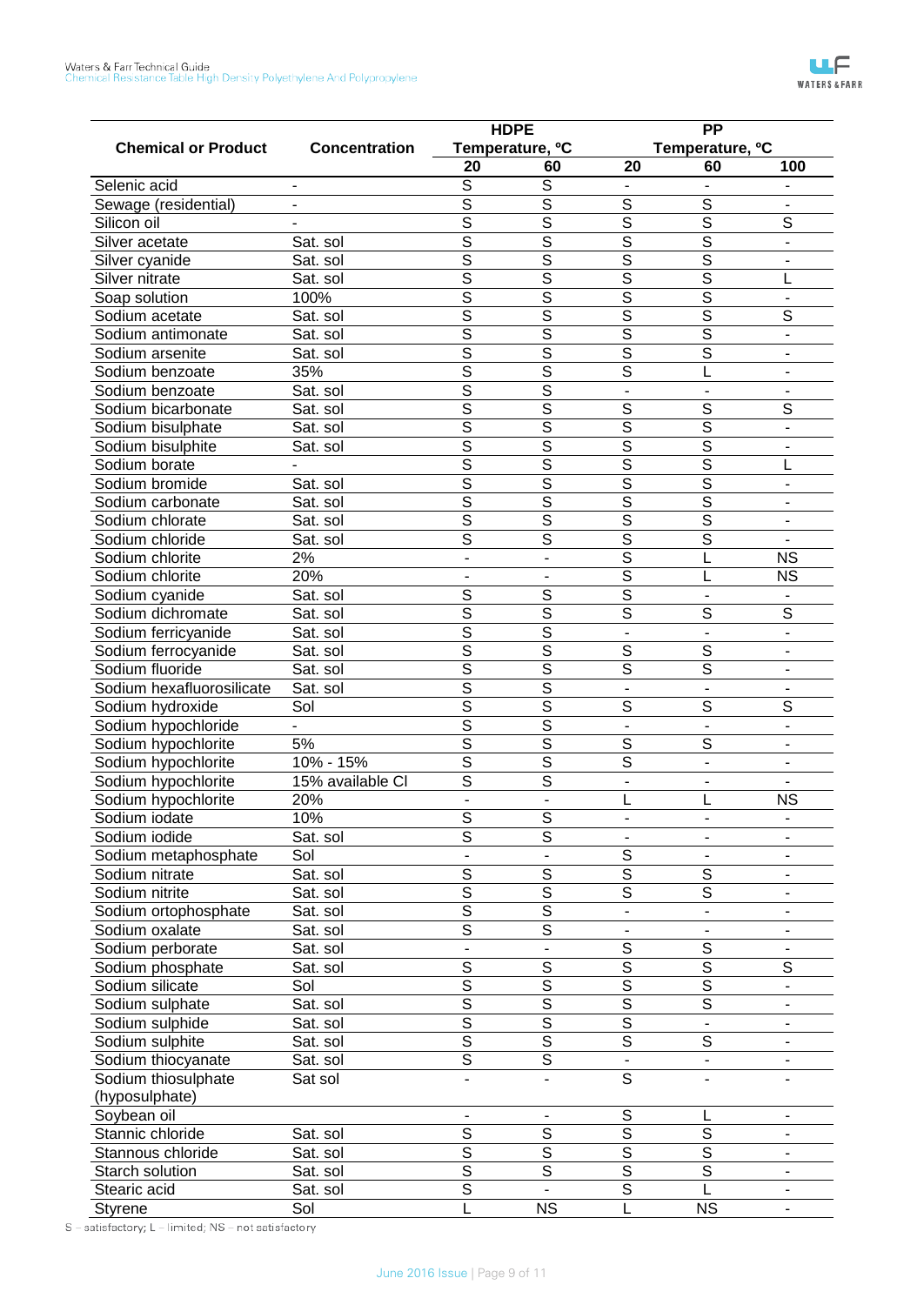| Chemical or Product | Concentration | HDPE Temperature, °C | | PP Temperature, °C | | |
|---|---|---|---|---|---|---|
| | | 20 | 60 | 20 | 60 | 100 |
| Selenic acid | - | S | S | - | - | - |
| Sewage (residential) | - | S | S | S | S | - |
| Silicon oil | - | S | S | S | S | S |
| Silver acetate | Sat. sol | S | S | S | S | - |
| Silver cyanide | Sat. sol | S | S | S | S | - |
| Silver nitrate | Sat. sol | S | S | S | S | L |
| Soap solution | 100% | S | S | S | S | - |
| Sodium acetate | Sat. sol | S | S | S | S | S |
| Sodium antimonate | Sat. sol | S | S | S | S | - |
| Sodium arsenite | Sat. sol | S | S | S | S | - |
| Sodium benzoate | 35% | S | S | S | L | - |
| Sodium benzoate | Sat. sol | S | S | - | - | - |
| Sodium bicarbonate | Sat. sol | S | S | S | S | S |
| Sodium bisulphate | Sat. sol | S | S | S | S | - |
| Sodium bisulphite | Sat. sol | S | S | S | S | - |
| Sodium borate | - | S | S | S | S | L |
| Sodium bromide | Sat. sol | S | S | S | S | - |
| Sodium carbonate | Sat. sol | S | S | S | S | - |
| Sodium chlorate | Sat. sol | S | S | S | S | - |
| Sodium chloride | Sat. sol | S | S | S | S | - |
| Sodium chlorite | 2% | - | - | S | L | NS |
| Sodium chlorite | 20% | - | - | S | L | NS |
| Sodium cyanide | Sat. sol | S | S | S | - | - |
| Sodium dichromate | Sat. sol | S | S | S | S | S |
| Sodium ferricyanide | Sat. sol | S | S | - | - | - |
| Sodium ferrocyanide | Sat. sol | S | S | S | S | - |
| Sodium fluoride | Sat. sol | S | S | S | S | - |
| Sodium hexafluorosilicate | Sat. sol | S | S | - | - | - |
| Sodium hydroxide | Sol | S | S | S | S | S |
| Sodium hypochloride | - | S | S | - | - | - |
| Sodium hypochlorite | 5% | S | S | S | S | - |
| Sodium hypochlorite | 10% - 15% | S | S | S | - | - |
| Sodium hypochlorite | 15% available Cl | S | S | - | - | - |
| Sodium hypochlorite | 20% | - | - | L | L | NS |
| Sodium iodate | 10% | S | S | - | - | - |
| Sodium iodide | Sat. sol | S | S | - | - | - |
| Sodium metaphosphate | Sol | - | - | S | - | - |
| Sodium nitrate | Sat. sol | S | S | S | S | - |
| Sodium nitrite | Sat. sol | S | S | S | S | - |
| Sodium ortophosphate | Sat. sol | S | S | - | - | - |
| Sodium oxalate | Sat. sol | S | S | - | - | - |
| Sodium perborate | Sat. sol | - | - | S | S | - |
| Sodium phosphate | Sat. sol | S | S | S | S | S |
| Sodium silicate | Sol | S | S | S | S | - |
| Sodium sulphate | Sat. sol | S | S | S | S | - |
| Sodium sulphide | Sat. sol | S | S | S | - | - |
| Sodium sulphite | Sat. sol | S | S | S | S | - |
| Sodium thiocyanate | Sat. sol | S | S | - | - | - |
| Sodium thiosulphate (hyposulphate) | Sat sol | - | - | S | - | - |
| Soybean oil | | - | - | S | L | - |
| Stannic chloride | Sat. sol | S | S | S | S | - |
| Stannous chloride | Sat. sol | S | S | S | S | - |
| Starch solution | Sat. sol | S | S | S | S | - |
| Stearic acid | Sat. sol | S | - | S | L | - |
| Styrene | Sol | L | NS | L | NS | - |

S – satisfactory; L – limited; NS – not satisfactory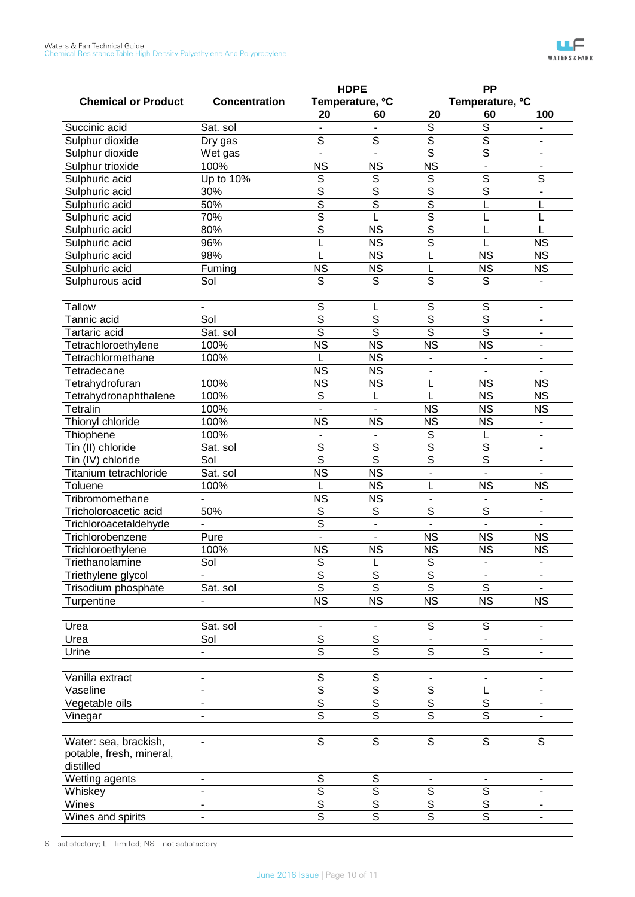| Chemical or Product | Concentration | HDPE Temperature, ºC | | PP Temperature, ºC | | |
|---|---|---|---|---|---|---|
| | | 20 | 60 | 20 | 60 | 100 |
| Succinic acid | Sat. sol | - | - | S | S | - |
| Sulphur dioxide | Dry gas | S | S | S | S | - |
| Sulphur dioxide | Wet gas | - | - | S | S | - |
| Sulphur trioxide | 100% | NS | NS | NS | - | - |
| Sulphuric acid | Up to 10% | S | S | S | S | S |
| Sulphuric acid | 30% | S | S | S | S | - |
| Sulphuric acid | 50% | S | S | S | L | L |
| Sulphuric acid | 70% | S | L | S | L | L |
| Sulphuric acid | 80% | S | NS | S | L | L |
| Sulphuric acid | 96% | L | NS | S | L | NS |
| Sulphuric acid | 98% | L | NS | L | NS | NS |
| Sulphuric acid | Fuming | NS | NS | L | NS | NS |
| Sulphurous acid | Sol | S | S | S | S | - |
| | | | | | | |
| Tallow | - | S | L | S | S | - |
| Tannic acid | Sol | S | S | S | S | - |
| Tartaric acid | Sat. sol | S | S | S | S | - |
| Tetrachloroethylene | 100% | NS | NS | NS | NS | - |
| Tetrachlormethane | 100% | L | NS | - | - | - |
| Tetradecane | | NS | NS | - | - | - |
| Tetrahydrofuran | 100% | NS | NS | L | NS | NS |
| Tetrahydronaphthalene | 100% | S | L | L | NS | NS |
| Tetralin | 100% | - | - | NS | NS | NS |
| Thionyl chloride | 100% | NS | NS | NS | NS | - |
| Thiophene | 100% | - | - | S | L | - |
| Tin (II) chloride | Sat. sol | S | S | S | S | - |
| Tin (IV) chloride | Sol | S | S | S | S | - |
| Titanium tetrachloride | Sat. sol | NS | NS | - | - | - |
| Toluene | 100% | L | NS | L | NS | NS |
| Tribromomethane | - | NS | NS | - | - | - |
| Tricholoroacetic acid | 50% | S | S | S | S | - |
| Trichloroacetaldehyde | - | S | - | - | - | - |
| Trichlorobenzene | Pure | - | - | NS | NS | NS |
| Trichloroethylene | 100% | NS | NS | NS | NS | NS |
| Triethanolamine | Sol | S | L | S | - | - |
| Triethylene glycol | - | S | S | S | - | - |
| Trisodium phosphate | Sat. sol | S | S | S | S | - |
| Turpentine | - | NS | NS | NS | NS | NS |
| | | | | | | |
| Urea | Sat. sol | - | - | S | S | - |
| Urea | Sol | S | S | - | - | - |
| Urine | - | S | S | S | S | - |
| | | | | | | |
| Vanilla extract | - | S | S | - | - | - |
| Vaseline | - | S | S | S | L | - |
| Vegetable oils | - | S | S | S | S | - |
| Vinegar | - | S | S | S | S | - |
| | | | | | | |
| Water: sea, brackish, potable, fresh, mineral, distilled | - | S | S | S | S | S |
| Wetting agents | - | S | S | - | - | - |
| Whiskey | - | S | S | S | S | - |
| Wines | - | S | S | S | S | - |
| Wines and spirits | - | S | S | S | S | - |

S – satisfactory; L – limited; NS – not satisfactory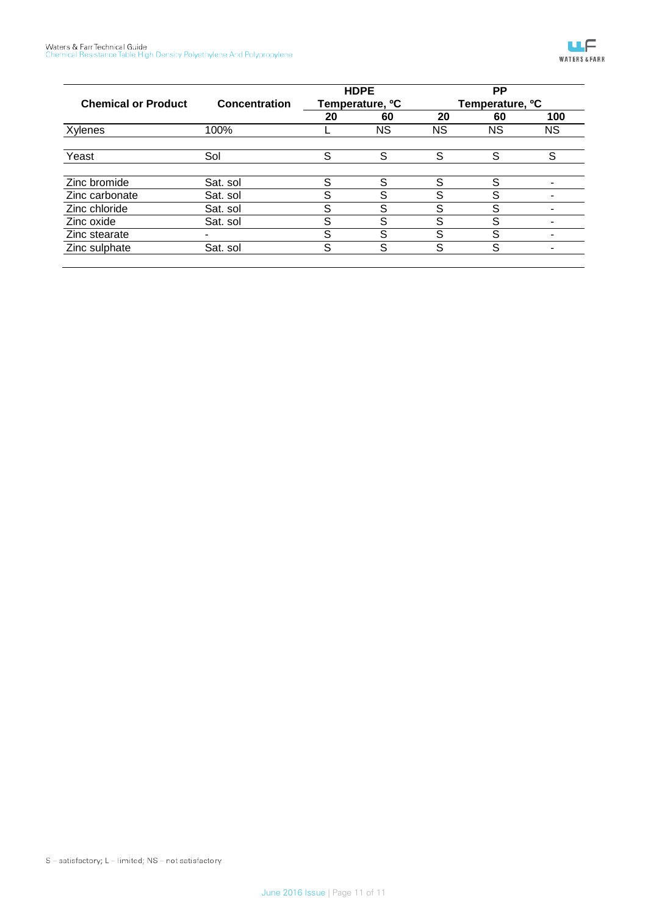| Chemical or Product | Concentration | HDPE Temperature, ºC | | PP Temperature, ºC | | |
|---|---|---|---|---|---|---|
| | | 20 | 60 | 20 | 60 | 100 |
| Xylenes | 100% | L | NS | NS | NS | NS |
| Yeast | Sol | S | S | S | S | S |
| Zinc bromide | Sat. sol | S | S | S | S | - |
| Zinc carbonate | Sat. sol | S | S | S | S | - |
| Zinc chloride | Sat. sol | S | S | S | S | - |
| Zinc oxide | Sat. sol | S | S | S | S | - |
| Zinc stearate | - | S | S | S | S | - |
| Zinc sulphate | Sat. sol | S | S | S | S | - |

S – satisfactory; L – limited; NS – not satisfactory